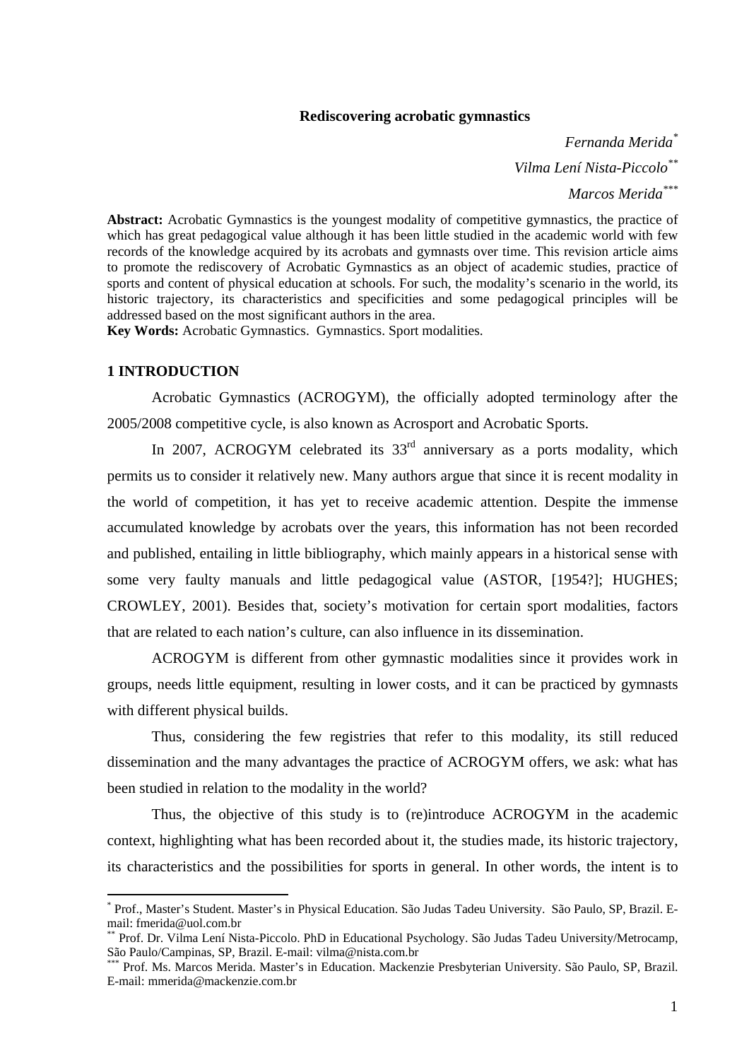# Rediscovering acrobatic gymnastics

*Fernanda Merida*[*]

*Vilma Lení Nista-Piccolo*[**]

*Marcos Merida*[***]

**Abstract:** Acrobatic Gymnastics is the youngest modality of competitive gymnastics, the practice of which has great pedagogical value although it has been little studied in the academic world with few records of the knowledge acquired by its acrobats and gymnasts over time. This revision article aims to promote the rediscovery of Acrobatic Gymnastics as an object of academic studies, practice of sports and content of physical education at schools. For such, the modality's scenario in the world, its historic trajectory, its characteristics and specificities and some pedagogical principles will be addressed based on the most significant authors in the area.

**Key Words:** Acrobatic Gymnastics. Gymnastics. Sport modalities.

## 1 INTRODUCTION

Acrobatic Gymnastics (ACROGYM), the officially adopted terminology after the 2005/2008 competitive cycle, is also known as Acrosport and Acrobatic Sports.

In 2007, ACROGYM celebrated its 33rd anniversary as a ports modality, which permits us to consider it relatively new. Many authors argue that since it is recent modality in the world of competition, it has yet to receive academic attention. Despite the immense accumulated knowledge by acrobats over the years, this information has not been recorded and published, entailing in little bibliography, which mainly appears in a historical sense with some very faulty manuals and little pedagogical value (ASTOR, [1954?]; HUGHES; CROWLEY, 2001). Besides that, society's motivation for certain sport modalities, factors that are related to each nation's culture, can also influence in its dissemination.

ACROGYM is different from other gymnastic modalities since it provides work in groups, needs little equipment, resulting in lower costs, and it can be practiced by gymnasts with different physical builds.

Thus, considering the few registries that refer to this modality, its still reduced dissemination and the many advantages the practice of ACROGYM offers, we ask: what has been studied in relation to the modality in the world?

Thus, the objective of this study is to (re)introduce ACROGYM in the academic context, highlighting what has been recorded about it, the studies made, its historic trajectory, its characteristics and the possibilities for sports in general. In other words, the intent is to

---

[*] Prof., Master's Student. Master's in Physical Education. São Judas Tadeu University. São Paulo, SP, Brazil. E-mail: fmerida@uol.com.br

[**] Prof. Dr. Vilma Lení Nista-Piccolo. PhD in Educational Psychology. São Judas Tadeu University/Metrocamp, São Paulo/Campinas, SP, Brazil. E-mail: vilma@nista.com.br

[***] Prof. Ms. Marcos Merida. Master's in Education. Mackenzie Presbyterian University. São Paulo, SP, Brazil. E-mail: mmerida@mackenzie.com.br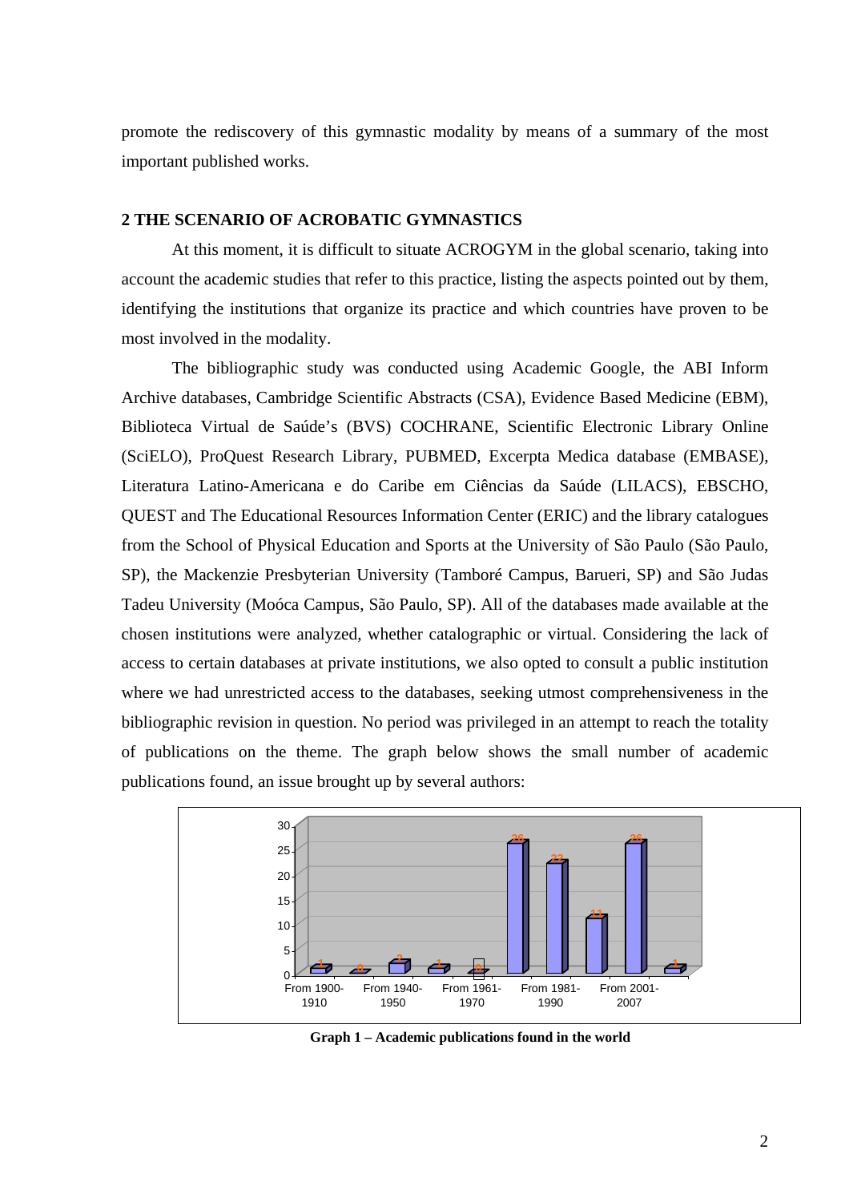promote the rediscovery of this gymnastic modality by means of a summary of the most important published works.

## 2 THE SCENARIO OF ACROBATIC GYMNASTICS

At this moment, it is difficult to situate ACROGYM in the global scenario, taking into account the academic studies that refer to this practice, listing the aspects pointed out by them, identifying the institutions that organize its practice and which countries have proven to be most involved in the modality.

The bibliographic study was conducted using Academic Google, the ABI Inform Archive databases, Cambridge Scientific Abstracts (CSA), Evidence Based Medicine (EBM), Biblioteca Virtual de Saúde's (BVS) COCHRANE, Scientific Electronic Library Online (SciELO), ProQuest Research Library, PUBMED, Excerpta Medica database (EMBASE), Literatura Latino-Americana e do Caribe em Ciências da Saúde (LILACS), EBSCHO, QUEST and The Educational Resources Information Center (ERIC) and the library catalogues from the School of Physical Education and Sports at the University of São Paulo (São Paulo, SP), the Mackenzie Presbyterian University (Tamboré Campus, Barueri, SP) and São Judas Tadeu University (Moóca Campus, São Paulo, SP). All of the databases made available at the chosen institutions were analyzed, whether catalographic or virtual. Considering the lack of access to certain databases at private institutions, we also opted to consult a public institution where we had unrestricted access to the databases, seeking utmost comprehensiveness in the bibliographic revision in question. No period was privileged in an attempt to reach the totality of publications on the theme. The graph below shows the small number of academic publications found, an issue brought up by several authors:

**Graph 1 – Academic publications found in the world**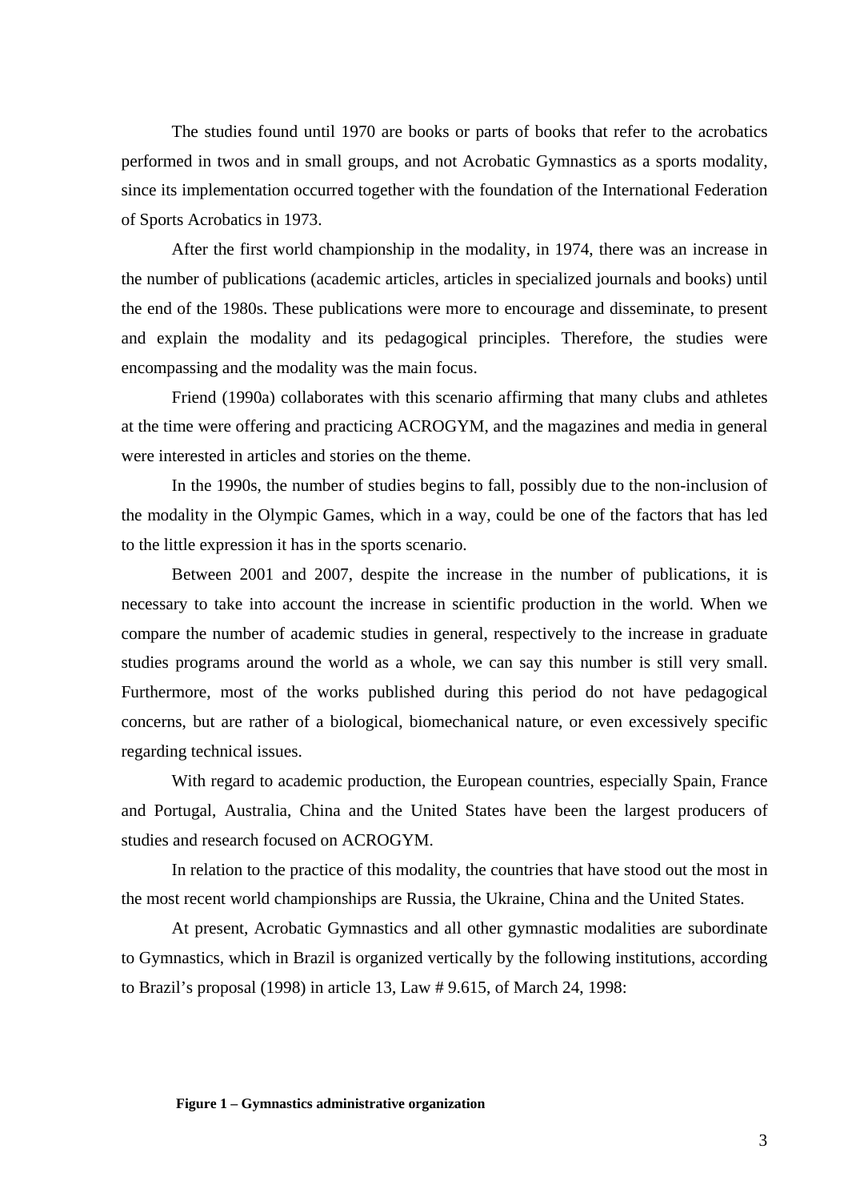The studies found until 1970 are books or parts of books that refer to the acrobatics performed in twos and in small groups, and not Acrobatic Gymnastics as a sports modality, since its implementation occurred together with the foundation of the International Federation of Sports Acrobatics in 1973.

After the first world championship in the modality, in 1974, there was an increase in the number of publications (academic articles, articles in specialized journals and books) until the end of the 1980s. These publications were more to encourage and disseminate, to present and explain the modality and its pedagogical principles. Therefore, the studies were encompassing and the modality was the main focus.

Friend (1990a) collaborates with this scenario affirming that many clubs and athletes at the time were offering and practicing ACROGYM, and the magazines and media in general were interested in articles and stories on the theme.

In the 1990s, the number of studies begins to fall, possibly due to the non-inclusion of the modality in the Olympic Games, which in a way, could be one of the factors that has led to the little expression it has in the sports scenario.

Between 2001 and 2007, despite the increase in the number of publications, it is necessary to take into account the increase in scientific production in the world. When we compare the number of academic studies in general, respectively to the increase in graduate studies programs around the world as a whole, we can say this number is still very small. Furthermore, most of the works published during this period do not have pedagogical concerns, but are rather of a biological, biomechanical nature, or even excessively specific regarding technical issues.

With regard to academic production, the European countries, especially Spain, France and Portugal, Australia, China and the United States have been the largest producers of studies and research focused on ACROGYM.

In relation to the practice of this modality, the countries that have stood out the most in the most recent world championships are Russia, the Ukraine, China and the United States.

At present, Acrobatic Gymnastics and all other gymnastic modalities are subordinate to Gymnastics, which in Brazil is organized vertically by the following institutions, according to Brazil's proposal (1998) in article 13, Law # 9.615, of March 24, 1998:

**Figure 1 – Gymnastics administrative organization**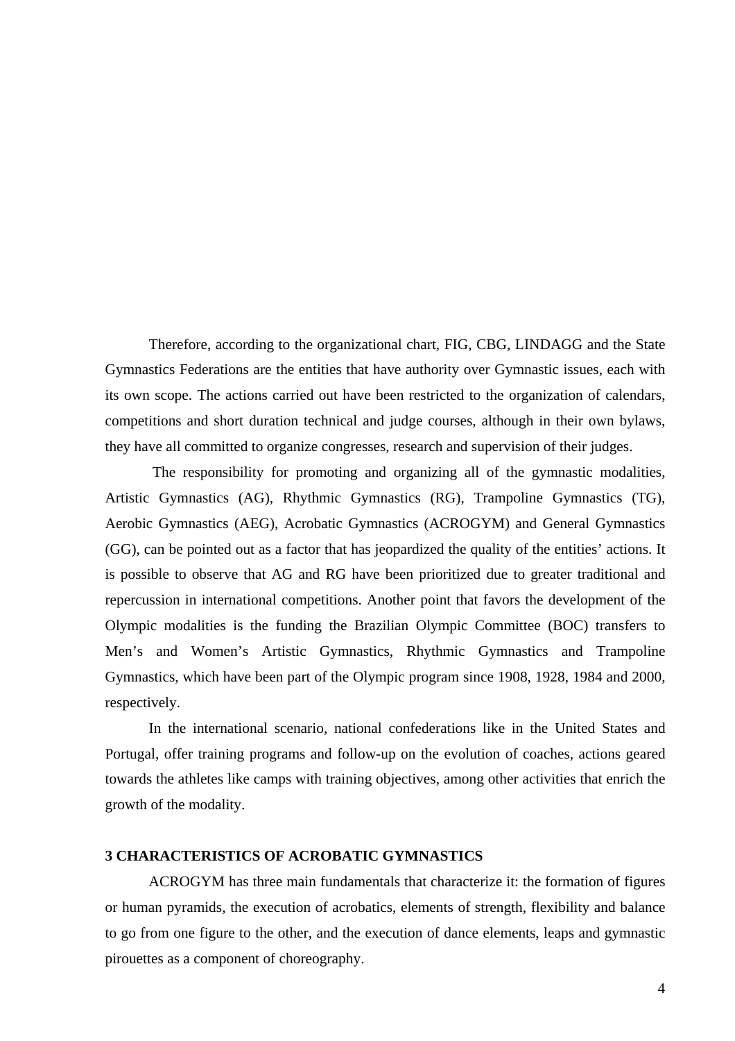Therefore, according to the organizational chart, FIG, CBG, LINDAGG and the State Gymnastics Federations are the entities that have authority over Gymnastic issues, each with its own scope. The actions carried out have been restricted to the organization of calendars, competitions and short duration technical and judge courses, although in their own bylaws, they have all committed to organize congresses, research and supervision of their judges.

The responsibility for promoting and organizing all of the gymnastic modalities, Artistic Gymnastics (AG), Rhythmic Gymnastics (RG), Trampoline Gymnastics (TG), Aerobic Gymnastics (AEG), Acrobatic Gymnastics (ACROGYM) and General Gymnastics (GG), can be pointed out as a factor that has jeopardized the quality of the entities' actions. It is possible to observe that AG and RG have been prioritized due to greater traditional and repercussion in international competitions. Another point that favors the development of the Olympic modalities is the funding the Brazilian Olympic Committee (BOC) transfers to Men's and Women's Artistic Gymnastics, Rhythmic Gymnastics and Trampoline Gymnastics, which have been part of the Olympic program since 1908, 1928, 1984 and 2000, respectively.

In the international scenario, national confederations like in the United States and Portugal, offer training programs and follow-up on the evolution of coaches, actions geared towards the athletes like camps with training objectives, among other activities that enrich the growth of the modality.

## 3 CHARACTERISTICS OF ACROBATIC GYMNASTICS

ACROGYM has three main fundamentals that characterize it: the formation of figures or human pyramids, the execution of acrobatics, elements of strength, flexibility and balance to go from one figure to the other, and the execution of dance elements, leaps and gymnastic pirouettes as a component of choreography.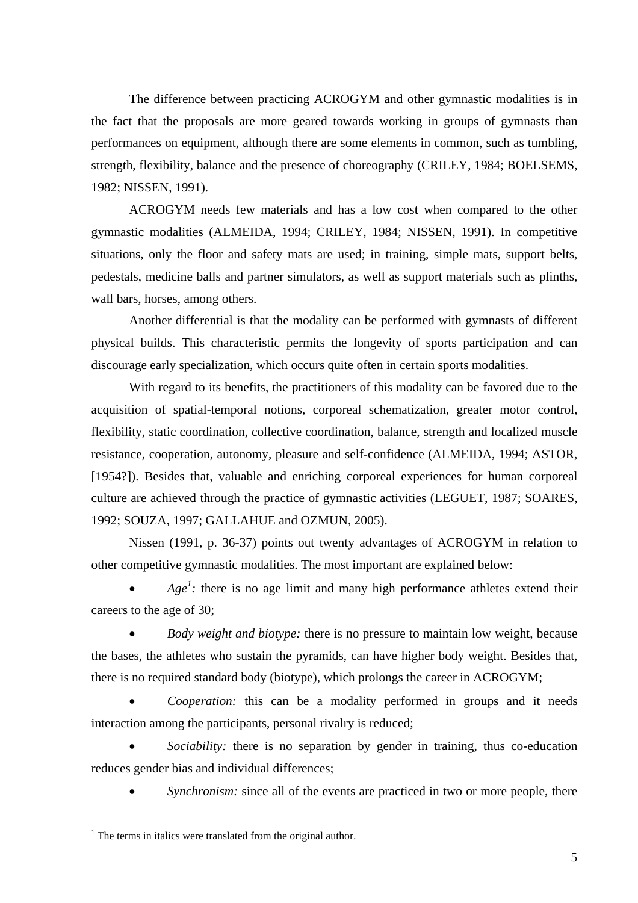The difference between practicing ACROGYM and other gymnastic modalities is in the fact that the proposals are more geared towards working in groups of gymnasts than performances on equipment, although there are some elements in common, such as tumbling, strength, flexibility, balance and the presence of choreography (CRILEY, 1984; BOELSEMS, 1982; NISSEN, 1991).

ACROGYM needs few materials and has a low cost when compared to the other gymnastic modalities (ALMEIDA, 1994; CRILEY, 1984; NISSEN, 1991). In competitive situations, only the floor and safety mats are used; in training, simple mats, support belts, pedestals, medicine balls and partner simulators, as well as support materials such as plinths, wall bars, horses, among others.

Another differential is that the modality can be performed with gymnasts of different physical builds. This characteristic permits the longevity of sports participation and can discourage early specialization, which occurs quite often in certain sports modalities.

With regard to its benefits, the practitioners of this modality can be favored due to the acquisition of spatial-temporal notions, corporeal schematization, greater motor control, flexibility, static coordination, collective coordination, balance, strength and localized muscle resistance, cooperation, autonomy, pleasure and self-confidence (ALMEIDA, 1994; ASTOR, [1954?]). Besides that, valuable and enriching corporeal experiences for human corporeal culture are achieved through the practice of gymnastic activities (LEGUET, 1987; SOARES, 1992; SOUZA, 1997; GALLAHUE and OZMUN, 2005).

Nissen (1991, p. 36-37) points out twenty advantages of ACROGYM in relation to other competitive gymnastic modalities. The most important are explained below:

- *Age*[1]*:* there is no age limit and many high performance athletes extend their careers to the age of 30;
- *Body weight and biotype:* there is no pressure to maintain low weight, because the bases, the athletes who sustain the pyramids, can have higher body weight. Besides that, there is no required standard body (biotype), which prolongs the career in ACROGYM;
- *Cooperation:* this can be a modality performed in groups and it needs interaction among the participants, personal rivalry is reduced;
- *Sociability:* there is no separation by gender in training, thus co-education reduces gender bias and individual differences;
- *Synchronism:* since all of the events are practiced in two or more people, there

[1] The terms in italics were translated from the original author.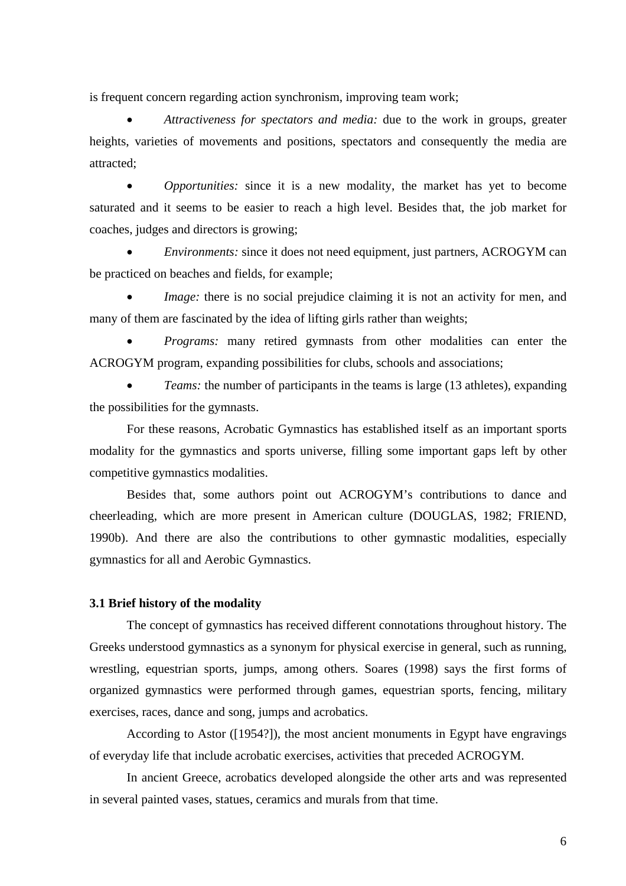is frequent concern regarding action synchronism, improving team work;

- *Attractiveness for spectators and media:* due to the work in groups, greater heights, varieties of movements and positions, spectators and consequently the media are attracted;
- *Opportunities:* since it is a new modality, the market has yet to become saturated and it seems to be easier to reach a high level. Besides that, the job market for coaches, judges and directors is growing;
- *Environments:* since it does not need equipment, just partners, ACROGYM can be practiced on beaches and fields, for example;
- *Image:* there is no social prejudice claiming it is not an activity for men, and many of them are fascinated by the idea of lifting girls rather than weights;
- *Programs:* many retired gymnasts from other modalities can enter the ACROGYM program, expanding possibilities for clubs, schools and associations;
- *Teams:* the number of participants in the teams is large (13 athletes), expanding the possibilities for the gymnasts.

For these reasons, Acrobatic Gymnastics has established itself as an important sports modality for the gymnastics and sports universe, filling some important gaps left by other competitive gymnastics modalities.

Besides that, some authors point out ACROGYM's contributions to dance and cheerleading, which are more present in American culture (DOUGLAS, 1982; FRIEND, 1990b). And there are also the contributions to other gymnastic modalities, especially gymnastics for all and Aerobic Gymnastics.

### 3.1 Brief history of the modality

The concept of gymnastics has received different connotations throughout history. The Greeks understood gymnastics as a synonym for physical exercise in general, such as running, wrestling, equestrian sports, jumps, among others. Soares (1998) says the first forms of organized gymnastics were performed through games, equestrian sports, fencing, military exercises, races, dance and song, jumps and acrobatics.

According to Astor ([1954?]), the most ancient monuments in Egypt have engravings of everyday life that include acrobatic exercises, activities that preceded ACROGYM.

In ancient Greece, acrobatics developed alongside the other arts and was represented in several painted vases, statues, ceramics and murals from that time.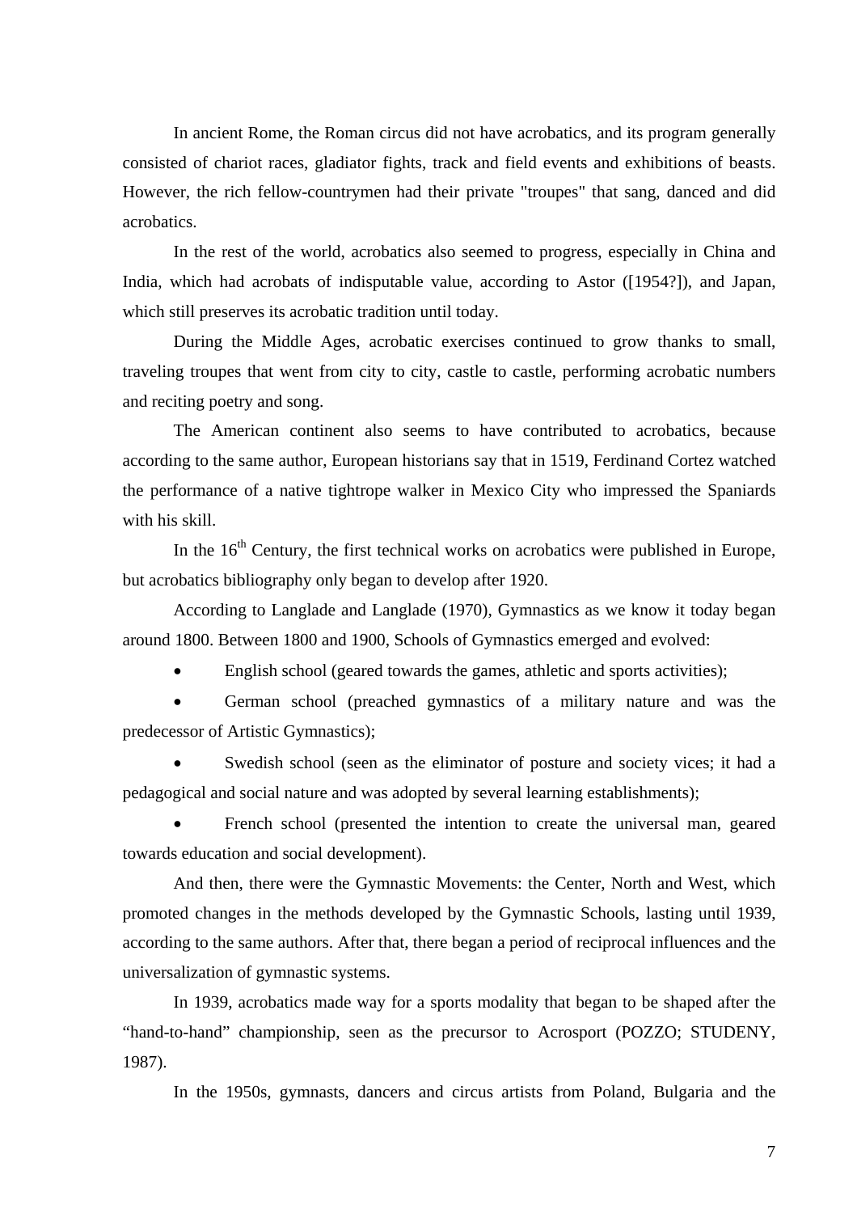In ancient Rome, the Roman circus did not have acrobatics, and its program generally consisted of chariot races, gladiator fights, track and field events and exhibitions of beasts. However, the rich fellow-countrymen had their private "troupes" that sang, danced and did acrobatics.

In the rest of the world, acrobatics also seemed to progress, especially in China and India, which had acrobats of indisputable value, according to Astor ([1954?]), and Japan, which still preserves its acrobatic tradition until today.

During the Middle Ages, acrobatic exercises continued to grow thanks to small, traveling troupes that went from city to city, castle to castle, performing acrobatic numbers and reciting poetry and song.

The American continent also seems to have contributed to acrobatics, because according to the same author, European historians say that in 1519, Ferdinand Cortez watched the performance of a native tightrope walker in Mexico City who impressed the Spaniards with his skill.

In the 16th Century, the first technical works on acrobatics were published in Europe, but acrobatics bibliography only began to develop after 1920.

According to Langlade and Langlade (1970), Gymnastics as we know it today began around 1800. Between 1800 and 1900, Schools of Gymnastics emerged and evolved:

- English school (geared towards the games, athletic and sports activities);
- German school (preached gymnastics of a military nature and was the predecessor of Artistic Gymnastics);
- Swedish school (seen as the eliminator of posture and society vices; it had a pedagogical and social nature and was adopted by several learning establishments);
- French school (presented the intention to create the universal man, geared towards education and social development).

And then, there were the Gymnastic Movements: the Center, North and West, which promoted changes in the methods developed by the Gymnastic Schools, lasting until 1939, according to the same authors. After that, there began a period of reciprocal influences and the universalization of gymnastic systems.

In 1939, acrobatics made way for a sports modality that began to be shaped after the "hand-to-hand" championship, seen as the precursor to Acrosport (POZZO; STUDENY, 1987).

In the 1950s, gymnasts, dancers and circus artists from Poland, Bulgaria and the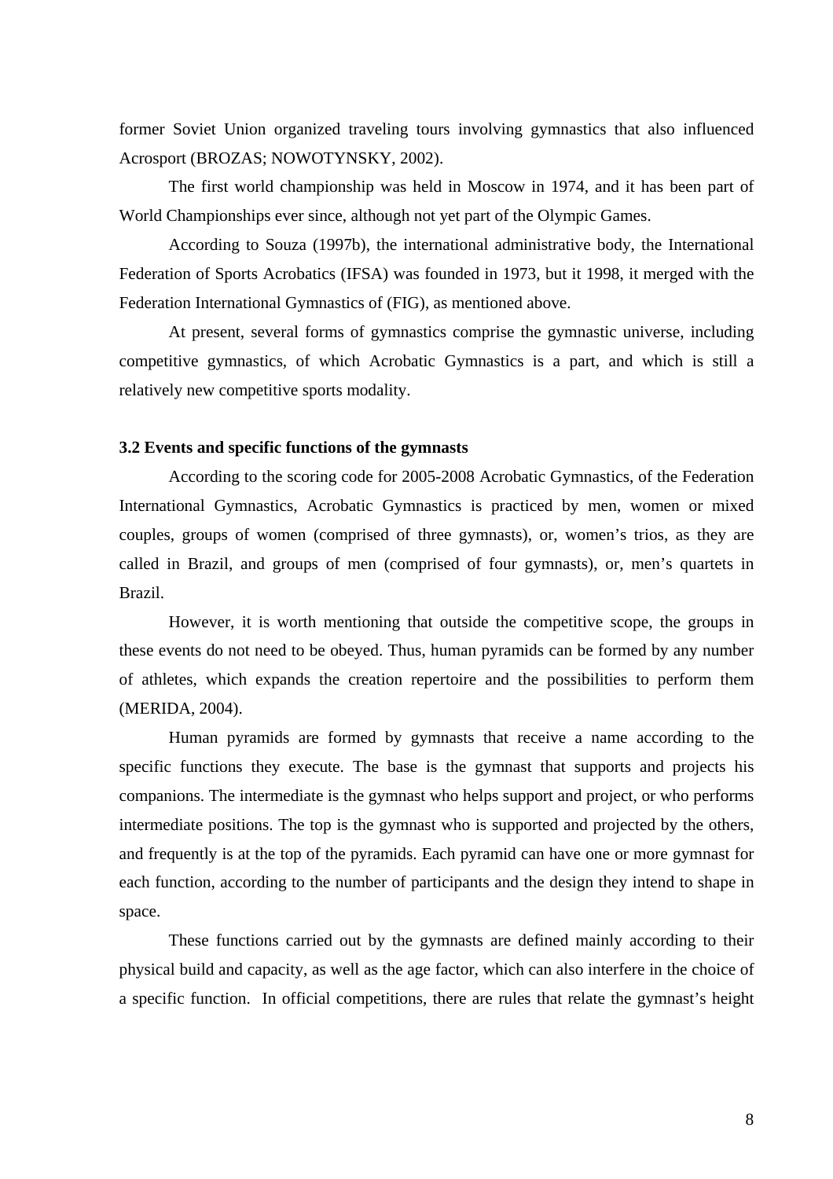former Soviet Union organized traveling tours involving gymnastics that also influenced Acrosport (BROZAS; NOWOTYNSKY, 2002).

The first world championship was held in Moscow in 1974, and it has been part of World Championships ever since, although not yet part of the Olympic Games.

According to Souza (1997b), the international administrative body, the International Federation of Sports Acrobatics (IFSA) was founded in 1973, but it 1998, it merged with the Federation International Gymnastics of (FIG), as mentioned above.

At present, several forms of gymnastics comprise the gymnastic universe, including competitive gymnastics, of which Acrobatic Gymnastics is a part, and which is still a relatively new competitive sports modality.

### 3.2 Events and specific functions of the gymnasts

According to the scoring code for 2005-2008 Acrobatic Gymnastics, of the Federation International Gymnastics, Acrobatic Gymnastics is practiced by men, women or mixed couples, groups of women (comprised of three gymnasts), or, women's trios, as they are called in Brazil, and groups of men (comprised of four gymnasts), or, men's quartets in Brazil.

However, it is worth mentioning that outside the competitive scope, the groups in these events do not need to be obeyed. Thus, human pyramids can be formed by any number of athletes, which expands the creation repertoire and the possibilities to perform them (MERIDA, 2004).

Human pyramids are formed by gymnasts that receive a name according to the specific functions they execute. The base is the gymnast that supports and projects his companions. The intermediate is the gymnast who helps support and project, or who performs intermediate positions. The top is the gymnast who is supported and projected by the others, and frequently is at the top of the pyramids. Each pyramid can have one or more gymnast for each function, according to the number of participants and the design they intend to shape in space.

These functions carried out by the gymnasts are defined mainly according to their physical build and capacity, as well as the age factor, which can also interfere in the choice of a specific function. In official competitions, there are rules that relate the gymnast's height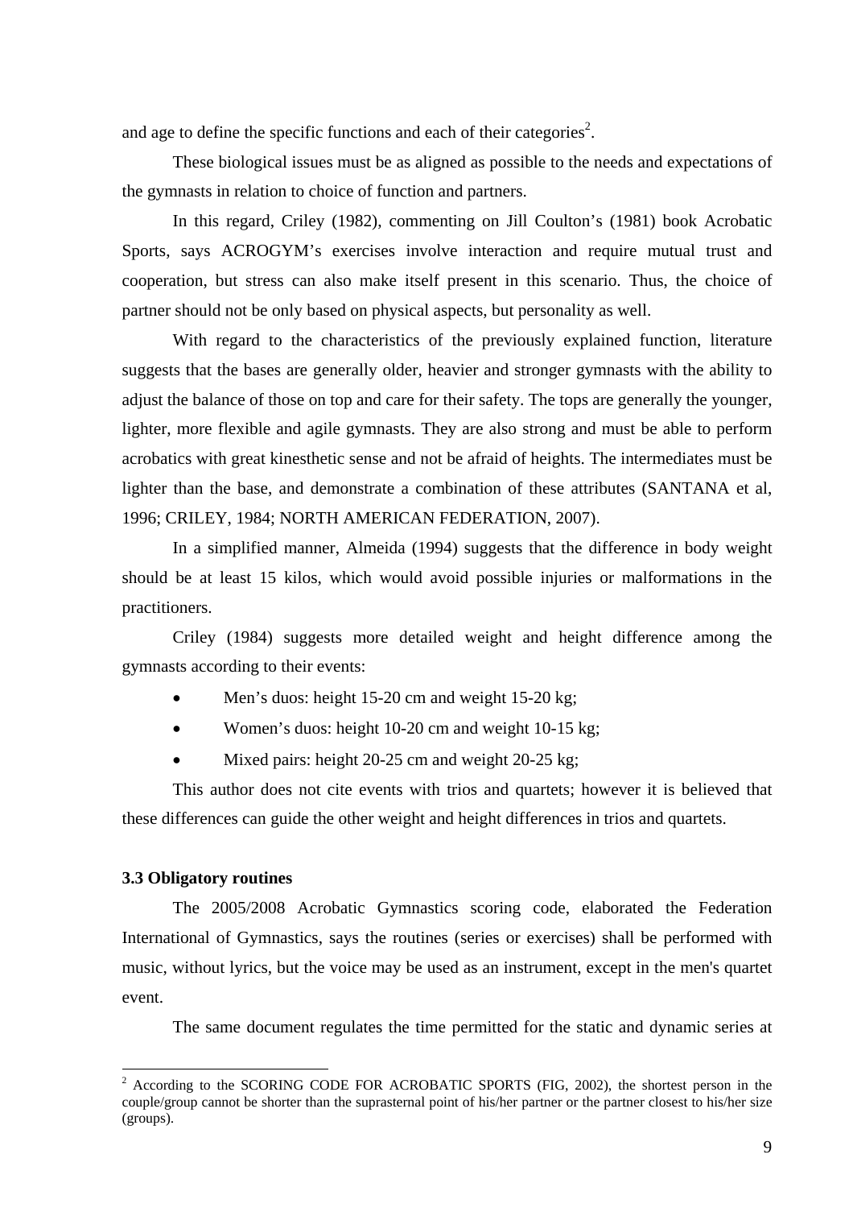and age to define the specific functions and each of their categories[2].

These biological issues must be as aligned as possible to the needs and expectations of the gymnasts in relation to choice of function and partners.

In this regard, Criley (1982), commenting on Jill Coulton's (1981) book Acrobatic Sports, says ACROGYM's exercises involve interaction and require mutual trust and cooperation, but stress can also make itself present in this scenario. Thus, the choice of partner should not be only based on physical aspects, but personality as well.

With regard to the characteristics of the previously explained function, literature suggests that the bases are generally older, heavier and stronger gymnasts with the ability to adjust the balance of those on top and care for their safety. The tops are generally the younger, lighter, more flexible and agile gymnasts. They are also strong and must be able to perform acrobatics with great kinesthetic sense and not be afraid of heights. The intermediates must be lighter than the base, and demonstrate a combination of these attributes (SANTANA et al, 1996; CRILEY, 1984; NORTH AMERICAN FEDERATION, 2007).

In a simplified manner, Almeida (1994) suggests that the difference in body weight should be at least 15 kilos, which would avoid possible injuries or malformations in the practitioners.

Criley (1984) suggests more detailed weight and height difference among the gymnasts according to their events:

- Men's duos: height 15-20 cm and weight 15-20 kg;
- Women's duos: height 10-20 cm and weight 10-15 kg;
- Mixed pairs: height 20-25 cm and weight 20-25 kg;

This author does not cite events with trios and quartets; however it is believed that these differences can guide the other weight and height differences in trios and quartets.

### 3.3 Obligatory routines

The 2005/2008 Acrobatic Gymnastics scoring code, elaborated the Federation International of Gymnastics, says the routines (series or exercises) shall be performed with music, without lyrics, but the voice may be used as an instrument, except in the men's quartet event.

The same document regulates the time permitted for the static and dynamic series at

[2] According to the SCORING CODE FOR ACROBATIC SPORTS (FIG, 2002), the shortest person in the couple/group cannot be shorter than the suprasternal point of his/her partner or the partner closest to his/her size (groups).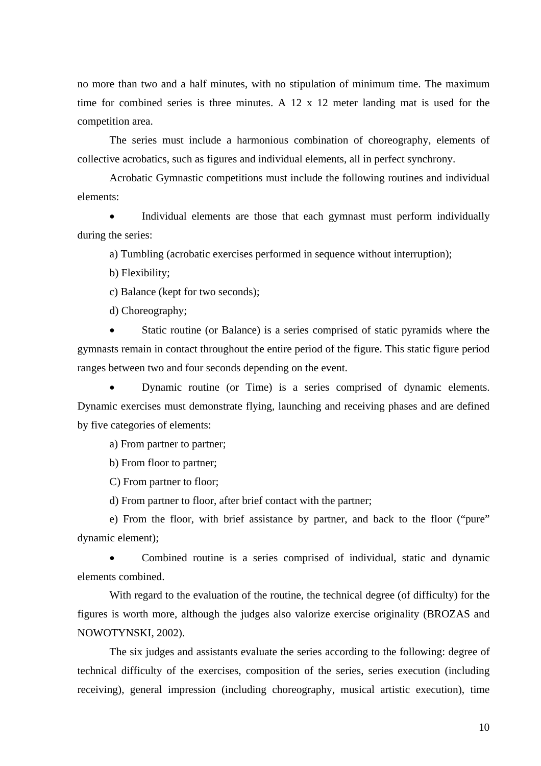no more than two and a half minutes, with no stipulation of minimum time. The maximum time for combined series is three minutes. A 12 x 12 meter landing mat is used for the competition area.

The series must include a harmonious combination of choreography, elements of collective acrobatics, such as figures and individual elements, all in perfect synchrony.

Acrobatic Gymnastic competitions must include the following routines and individual elements:

- Individual elements are those that each gymnast must perform individually during the series:

a) Tumbling (acrobatic exercises performed in sequence without interruption);

b) Flexibility;

c) Balance (kept for two seconds);

d) Choreography;

- Static routine (or Balance) is a series comprised of static pyramids where the gymnasts remain in contact throughout the entire period of the figure. This static figure period ranges between two and four seconds depending on the event.

- Dynamic routine (or Time) is a series comprised of dynamic elements. Dynamic exercises must demonstrate flying, launching and receiving phases and are defined by five categories of elements:

a) From partner to partner;

b) From floor to partner;

C) From partner to floor;

d) From partner to floor, after brief contact with the partner;

e) From the floor, with brief assistance by partner, and back to the floor ("pure" dynamic element);

- Combined routine is a series comprised of individual, static and dynamic elements combined.

With regard to the evaluation of the routine, the technical degree (of difficulty) for the figures is worth more, although the judges also valorize exercise originality (BROZAS and NOWOTYNSKI, 2002).

The six judges and assistants evaluate the series according to the following: degree of technical difficulty of the exercises, composition of the series, series execution (including receiving), general impression (including choreography, musical artistic execution), time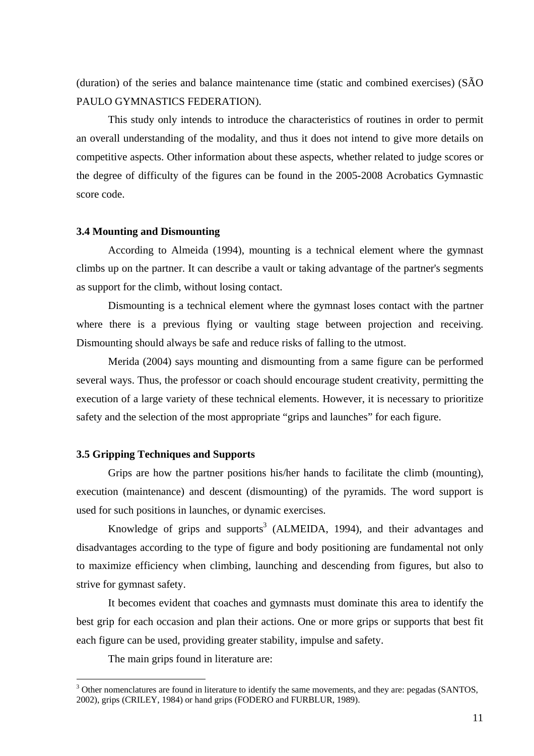(duration) of the series and balance maintenance time (static and combined exercises) (SÃO PAULO GYMNASTICS FEDERATION).

This study only intends to introduce the characteristics of routines in order to permit an overall understanding of the modality, and thus it does not intend to give more details on competitive aspects. Other information about these aspects, whether related to judge scores or the degree of difficulty of the figures can be found in the 2005-2008 Acrobatics Gymnastic score code.

### 3.4 Mounting and Dismounting

According to Almeida (1994), mounting is a technical element where the gymnast climbs up on the partner. It can describe a vault or taking advantage of the partner's segments as support for the climb, without losing contact.

Dismounting is a technical element where the gymnast loses contact with the partner where there is a previous flying or vaulting stage between projection and receiving. Dismounting should always be safe and reduce risks of falling to the utmost.

Merida (2004) says mounting and dismounting from a same figure can be performed several ways. Thus, the professor or coach should encourage student creativity, permitting the execution of a large variety of these technical elements. However, it is necessary to prioritize safety and the selection of the most appropriate "grips and launches" for each figure.

### 3.5 Gripping Techniques and Supports

Grips are how the partner positions his/her hands to facilitate the climb (mounting), execution (maintenance) and descent (dismounting) of the pyramids. The word support is used for such positions in launches, or dynamic exercises.

Knowledge of grips and supports[3] (ALMEIDA, 1994), and their advantages and disadvantages according to the type of figure and body positioning are fundamental not only to maximize efficiency when climbing, launching and descending from figures, but also to strive for gymnast safety.

It becomes evident that coaches and gymnasts must dominate this area to identify the best grip for each occasion and plan their actions. One or more grips or supports that best fit each figure can be used, providing greater stability, impulse and safety.

The main grips found in literature are:

---

[3] Other nomenclatures are found in literature to identify the same movements, and they are: pegadas (SANTOS, 2002), grips (CRILEY, 1984) or hand grips (FODERO and FURBLUR, 1989).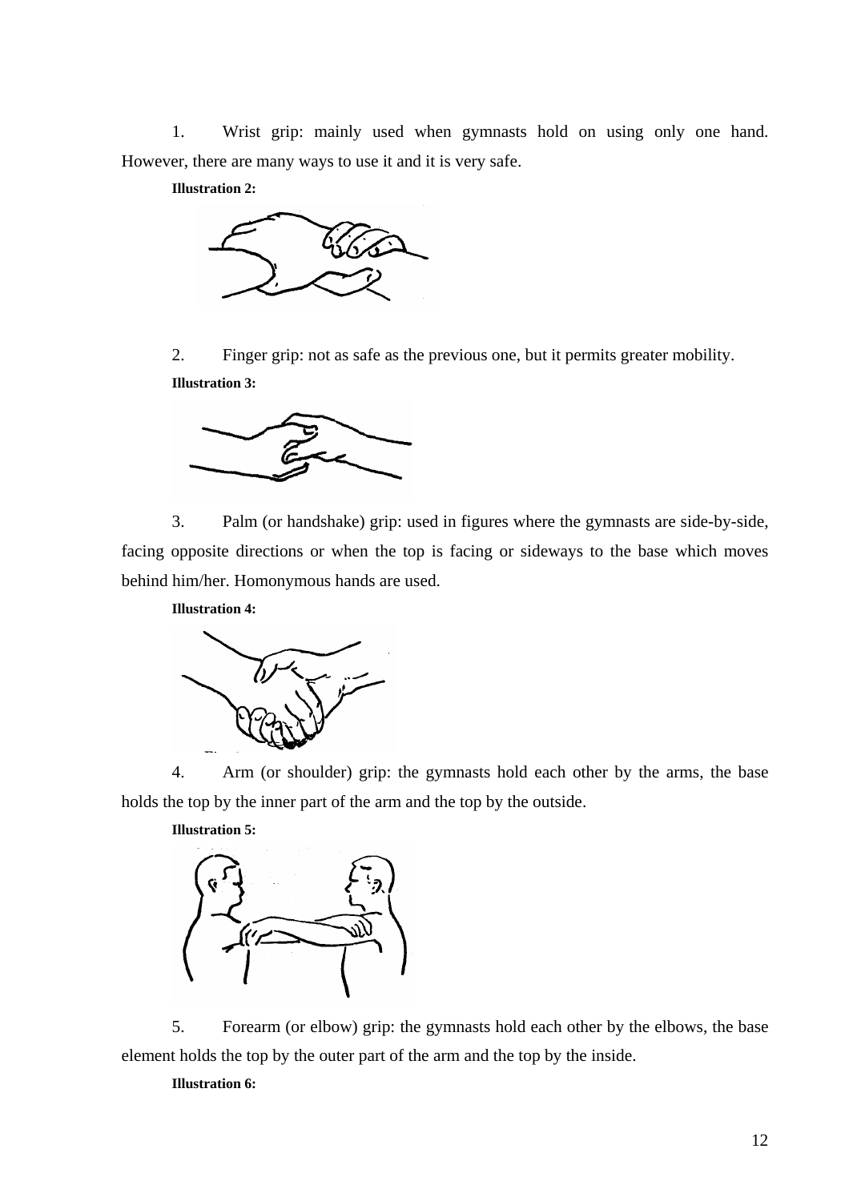1. Wrist grip: mainly used when gymnasts hold on using only one hand. However, there are many ways to use it and it is very safe.

**Illustration 2:**

2. Finger grip: not as safe as the previous one, but it permits greater mobility.

**Illustration 3:**

3. Palm (or handshake) grip: used in figures where the gymnasts are side-by-side, facing opposite directions or when the top is facing or sideways to the base which moves behind him/her. Homonymous hands are used.

**Illustration 4:**

4. Arm (or shoulder) grip: the gymnasts hold each other by the arms, the base holds the top by the inner part of the arm and the top by the outside.

**Illustration 5:**

5. Forearm (or elbow) grip: the gymnasts hold each other by the elbows, the base element holds the top by the outer part of the arm and the top by the inside.

**Illustration 6:**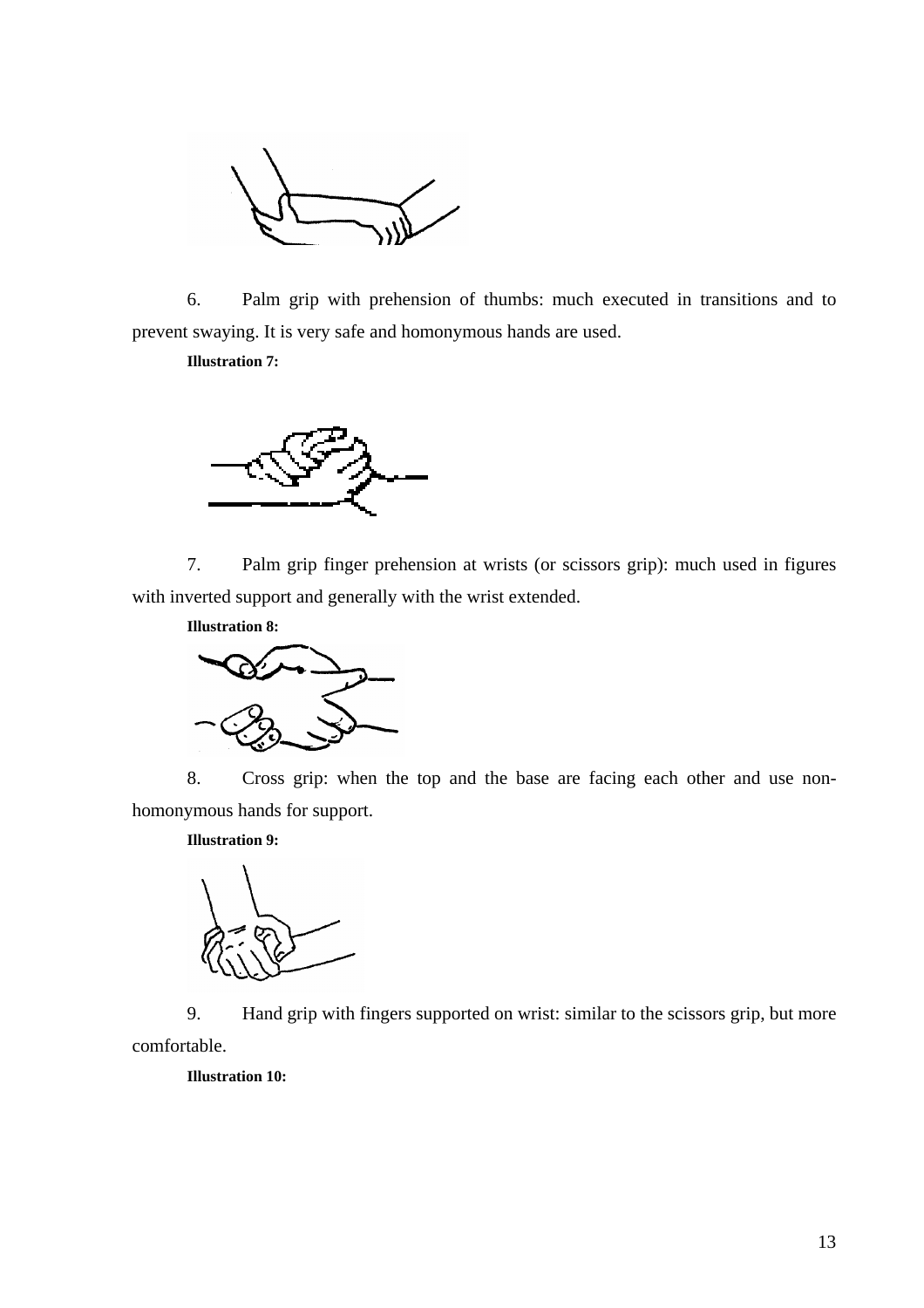6. Palm grip with prehension of thumbs: much executed in transitions and to prevent swaying. It is very safe and homonymous hands are used.

**Illustration 7:**

7. Palm grip finger prehension at wrists (or scissors grip): much used in figures with inverted support and generally with the wrist extended.

**Illustration 8:**

8. Cross grip: when the top and the base are facing each other and use non-homonymous hands for support.

**Illustration 9:**

9. Hand grip with fingers supported on wrist: similar to the scissors grip, but more comfortable.

**Illustration 10:**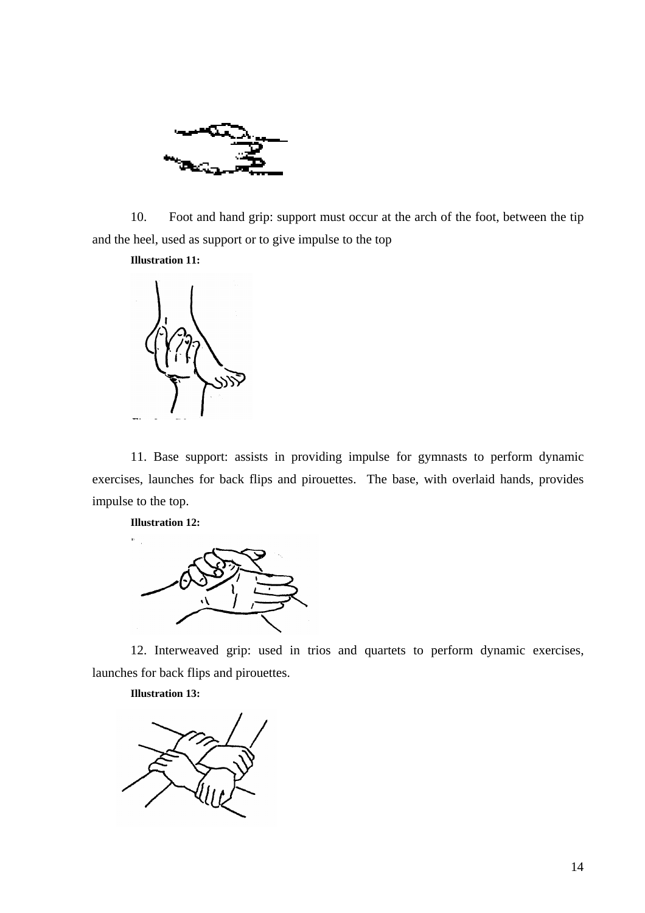10. Foot and hand grip: support must occur at the arch of the foot, between the tip and the heel, used as support or to give impulse to the top

**Illustration 11:**

11. Base support: assists in providing impulse for gymnasts to perform dynamic exercises, launches for back flips and pirouettes. The base, with overlaid hands, provides impulse to the top.

**Illustration 12:**

12. Interweaved grip: used in trios and quartets to perform dynamic exercises, launches for back flips and pirouettes.

**Illustration 13:**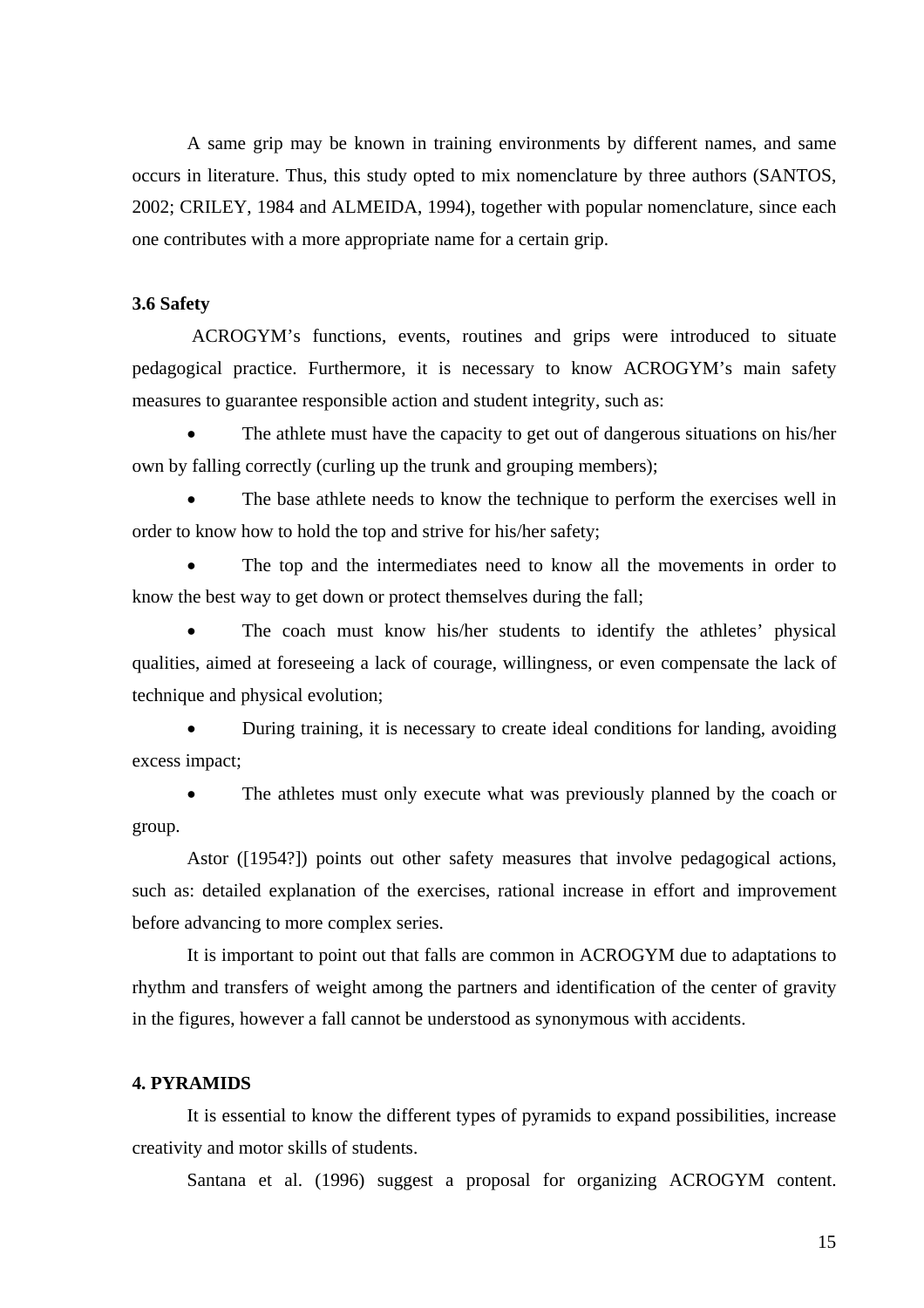A same grip may be known in training environments by different names, and same occurs in literature. Thus, this study opted to mix nomenclature by three authors (SANTOS, 2002; CRILEY, 1984 and ALMEIDA, 1994), together with popular nomenclature, since each one contributes with a more appropriate name for a certain grip.

### 3.6 Safety

ACROGYM's functions, events, routines and grips were introduced to situate pedagogical practice. Furthermore, it is necessary to know ACROGYM's main safety measures to guarantee responsible action and student integrity, such as:

- The athlete must have the capacity to get out of dangerous situations on his/her own by falling correctly (curling up the trunk and grouping members);
- The base athlete needs to know the technique to perform the exercises well in order to know how to hold the top and strive for his/her safety;
- The top and the intermediates need to know all the movements in order to know the best way to get down or protect themselves during the fall;
- The coach must know his/her students to identify the athletes' physical qualities, aimed at foreseeing a lack of courage, willingness, or even compensate the lack of technique and physical evolution;
- During training, it is necessary to create ideal conditions for landing, avoiding excess impact;
- The athletes must only execute what was previously planned by the coach or group.

Astor ([1954?]) points out other safety measures that involve pedagogical actions, such as: detailed explanation of the exercises, rational increase in effort and improvement before advancing to more complex series.

It is important to point out that falls are common in ACROGYM due to adaptations to rhythm and transfers of weight among the partners and identification of the center of gravity in the figures, however a fall cannot be understood as synonymous with accidents.

## 4. PYRAMIDS

It is essential to know the different types of pyramids to expand possibilities, increase creativity and motor skills of students.

Santana et al. (1996) suggest a proposal for organizing ACROGYM content.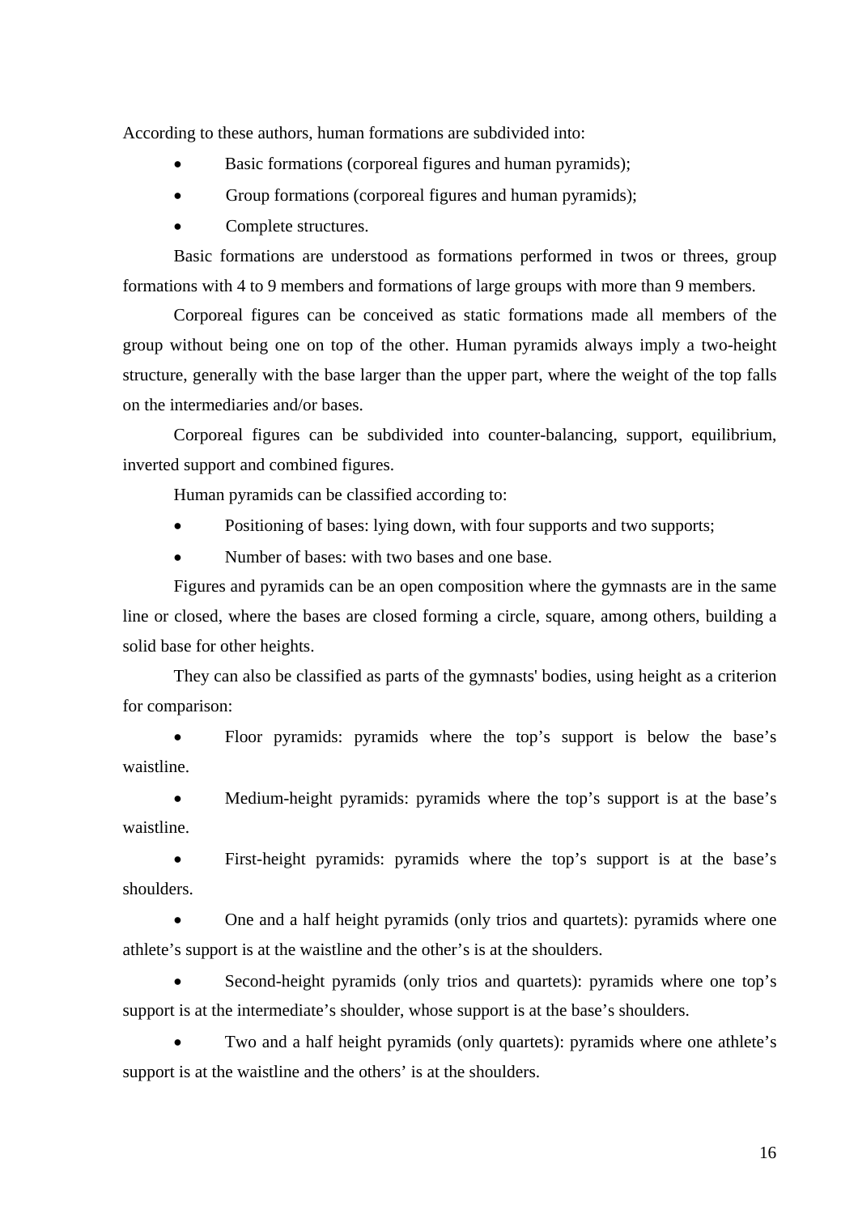According to these authors, human formations are subdivided into:

- Basic formations (corporeal figures and human pyramids);
- Group formations (corporeal figures and human pyramids);
- Complete structures.

Basic formations are understood as formations performed in twos or threes, group formations with 4 to 9 members and formations of large groups with more than 9 members.

Corporeal figures can be conceived as static formations made all members of the group without being one on top of the other. Human pyramids always imply a two-height structure, generally with the base larger than the upper part, where the weight of the top falls on the intermediaries and/or bases.

Corporeal figures can be subdivided into counter-balancing, support, equilibrium, inverted support and combined figures.

Human pyramids can be classified according to:

- Positioning of bases: lying down, with four supports and two supports;
- Number of bases: with two bases and one base.

Figures and pyramids can be an open composition where the gymnasts are in the same line or closed, where the bases are closed forming a circle, square, among others, building a solid base for other heights.

They can also be classified as parts of the gymnasts' bodies, using height as a criterion for comparison:

- Floor pyramids: pyramids where the top's support is below the base's waistline.
- Medium-height pyramids: pyramids where the top's support is at the base's waistline.
- First-height pyramids: pyramids where the top's support is at the base's shoulders.
- One and a half height pyramids (only trios and quartets): pyramids where one athlete's support is at the waistline and the other's is at the shoulders.
- Second-height pyramids (only trios and quartets): pyramids where one top's support is at the intermediate's shoulder, whose support is at the base's shoulders.
- Two and a half height pyramids (only quartets): pyramids where one athlete's support is at the waistline and the others' is at the shoulders.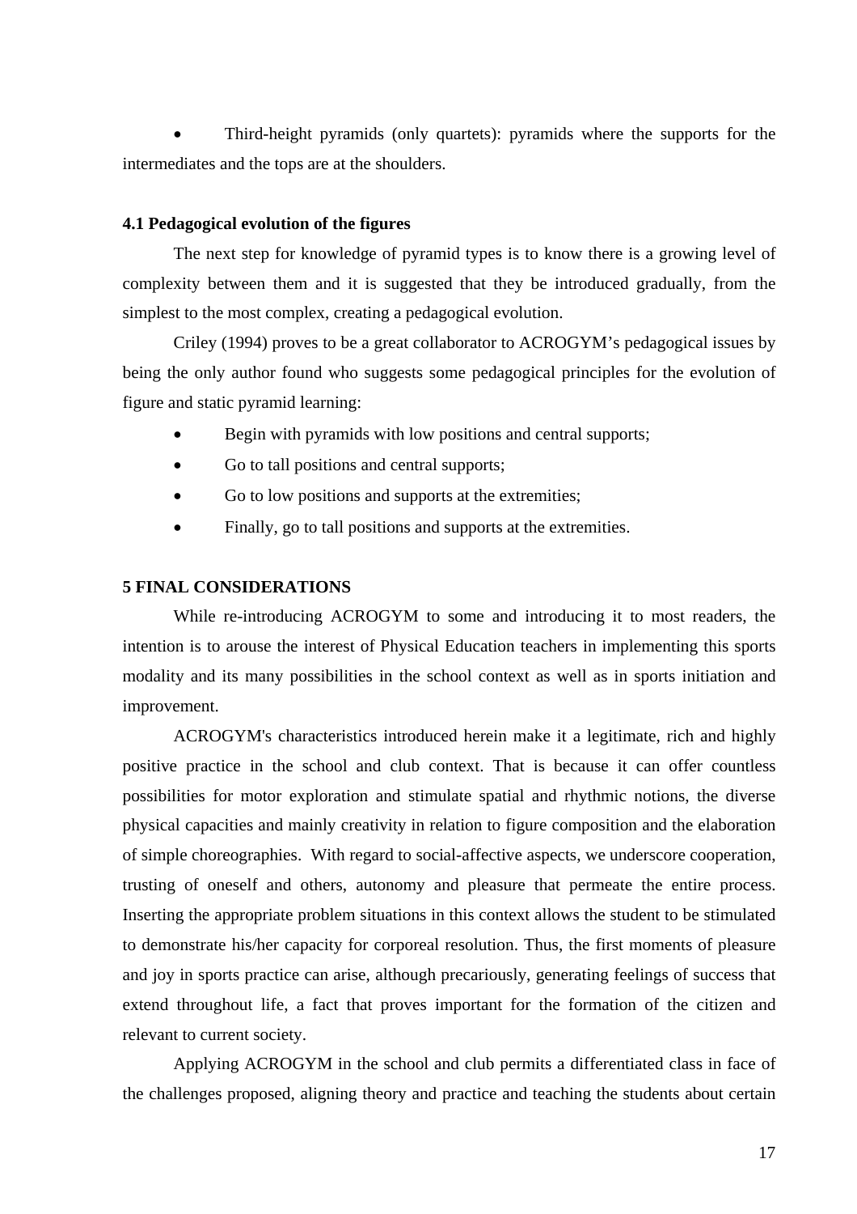- Third-height pyramids (only quartets): pyramids where the supports for the intermediates and the tops are at the shoulders.

### 4.1 Pedagogical evolution of the figures

The next step for knowledge of pyramid types is to know there is a growing level of complexity between them and it is suggested that they be introduced gradually, from the simplest to the most complex, creating a pedagogical evolution.

Criley (1994) proves to be a great collaborator to ACROGYM's pedagogical issues by being the only author found who suggests some pedagogical principles for the evolution of figure and static pyramid learning:

- Begin with pyramids with low positions and central supports;
- Go to tall positions and central supports;
- Go to low positions and supports at the extremities;
- Finally, go to tall positions and supports at the extremities.

## 5 FINAL CONSIDERATIONS

While re-introducing ACROGYM to some and introducing it to most readers, the intention is to arouse the interest of Physical Education teachers in implementing this sports modality and its many possibilities in the school context as well as in sports initiation and improvement.

ACROGYM's characteristics introduced herein make it a legitimate, rich and highly positive practice in the school and club context. That is because it can offer countless possibilities for motor exploration and stimulate spatial and rhythmic notions, the diverse physical capacities and mainly creativity in relation to figure composition and the elaboration of simple choreographies. With regard to social-affective aspects, we underscore cooperation, trusting of oneself and others, autonomy and pleasure that permeate the entire process. Inserting the appropriate problem situations in this context allows the student to be stimulated to demonstrate his/her capacity for corporeal resolution. Thus, the first moments of pleasure and joy in sports practice can arise, although precariously, generating feelings of success that extend throughout life, a fact that proves important for the formation of the citizen and relevant to current society.

Applying ACROGYM in the school and club permits a differentiated class in face of the challenges proposed, aligning theory and practice and teaching the students about certain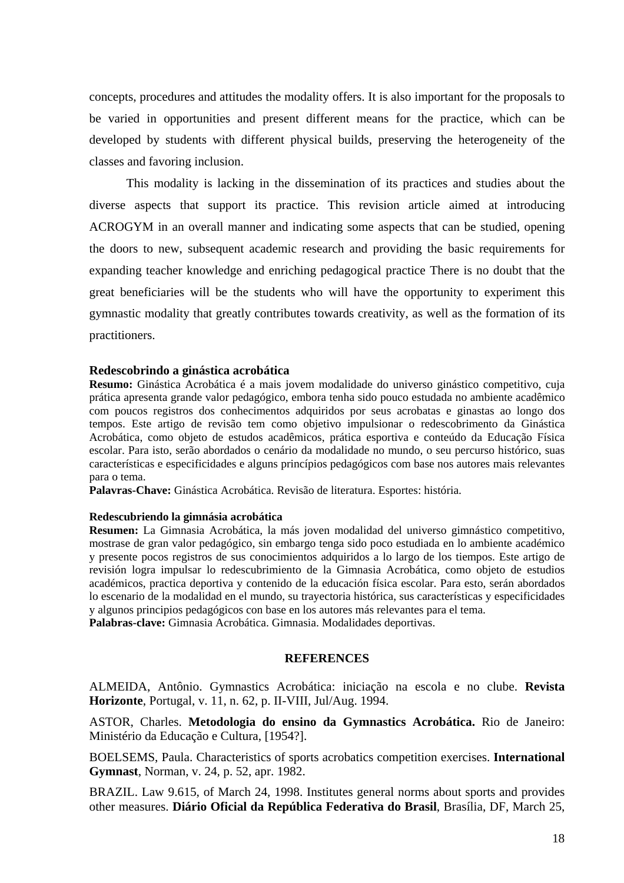concepts, procedures and attitudes the modality offers. It is also important for the proposals to be varied in opportunities and present different means for the practice, which can be developed by students with different physical builds, preserving the heterogeneity of the classes and favoring inclusion.

This modality is lacking in the dissemination of its practices and studies about the diverse aspects that support its practice. This revision article aimed at introducing ACROGYM in an overall manner and indicating some aspects that can be studied, opening the doors to new, subsequent academic research and providing the basic requirements for expanding teacher knowledge and enriching pedagogical practice There is no doubt that the great beneficiaries will be the students who will have the opportunity to experiment this gymnastic modality that greatly contributes towards creativity, as well as the formation of its practitioners.

**Redescobrindo a ginástica acrobática**

**Resumo:** Ginástica Acrobática é a mais jovem modalidade do universo ginástico competitivo, cuja prática apresenta grande valor pedagógico, embora tenha sido pouco estudada no ambiente acadêmico com poucos registros dos conhecimentos adquiridos por seus acrobatas e ginastas ao longo dos tempos. Este artigo de revisão tem como objetivo impulsionar o redescobrimento da Ginástica Acrobática, como objeto de estudos acadêmicos, prática esportiva e conteúdo da Educação Física escolar. Para isto, serão abordados o cenário da modalidade no mundo, o seu percurso histórico, suas características e especificidades e alguns princípios pedagógicos com base nos autores mais relevantes para o tema.

**Palavras-Chave:** Ginástica Acrobática. Revisão de literatura. Esportes: história.

**Redescubriendo la gimnásia acrobática**

**Resumen:** La Gimnasia Acrobática, la más joven modalidad del universo gimnástico competitivo, mostrase de gran valor pedagógico, sin embargo tenga sido poco estudiada en lo ambiente académico y presente pocos registros de sus conocimientos adquiridos a lo largo de los tiempos. Este artigo de revisión logra impulsar lo redescubrimiento de la Gimnasia Acrobática, como objeto de estudios académicos, practica deportiva y contenido de la educación física escolar. Para esto, serán abordados lo escenario de la modalidad en el mundo, su trayectoria histórica, sus características y especificidades y algunos principios pedagógicos con base en los autores más relevantes para el tema.

**Palabras-clave:** Gimnasia Acrobática. Gimnasia. Modalidades deportivas.

## REFERENCES

ALMEIDA, Antônio. Gymnastics Acrobática: iniciação na escola e no clube. **Revista Horizonte**, Portugal, v. 11, n. 62, p. II-VIII, Jul/Aug. 1994.

ASTOR, Charles. **Metodologia do ensino da Gymnastics Acrobática.** Rio de Janeiro: Ministério da Educação e Cultura, [1954?].

BOELSEMS, Paula. Characteristics of sports acrobatics competition exercises. **International Gymnast**, Norman, v. 24, p. 52, apr. 1982.

BRAZIL. Law 9.615, of March 24, 1998. Institutes general norms about sports and provides other measures. **Diário Oficial da República Federativa do Brasil**, Brasília, DF, March 25,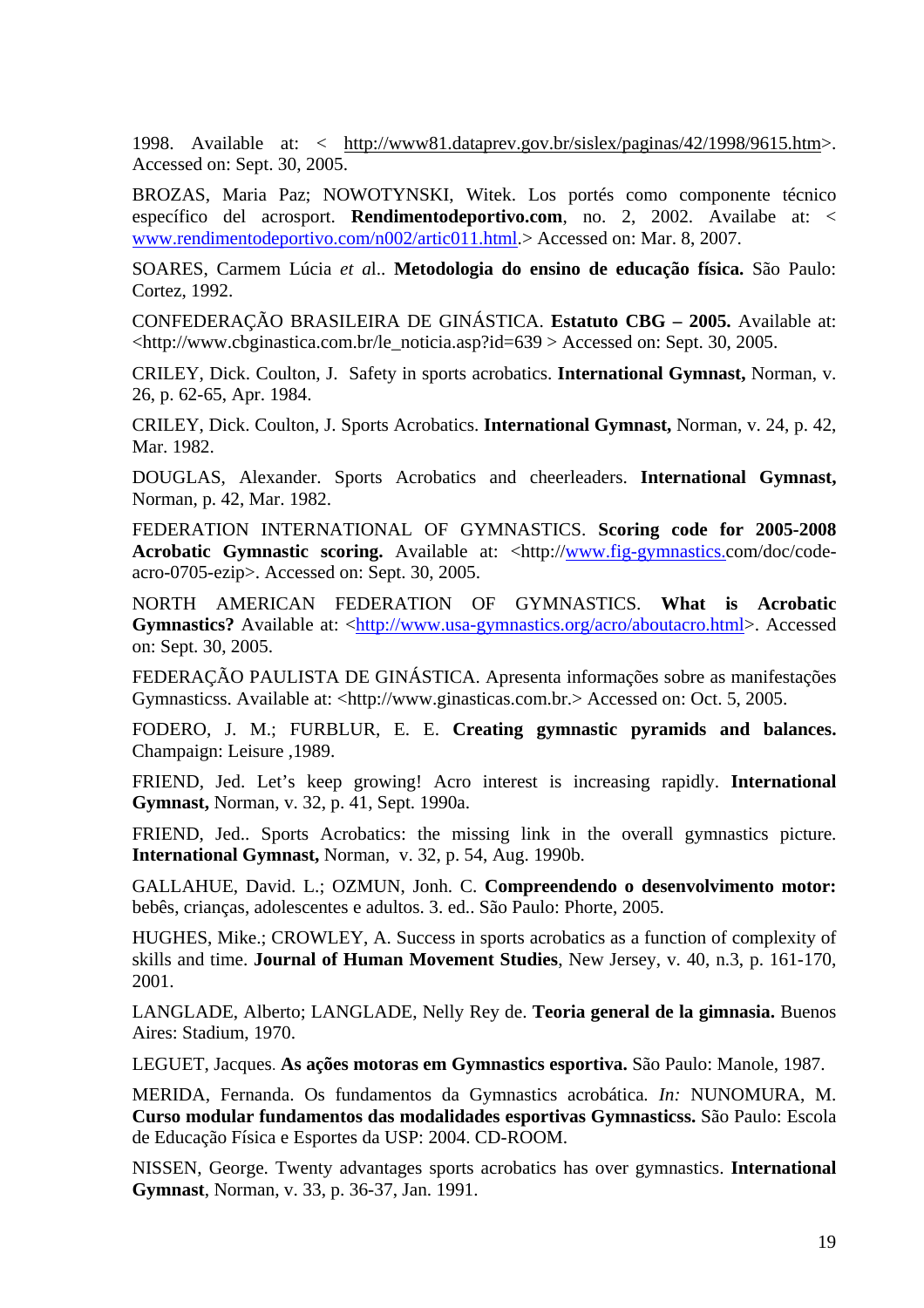1998. Available at: < http://www81.dataprev.gov.br/sislex/paginas/42/1998/9615.htm>. Accessed on: Sept. 30, 2005.

BROZAS, Maria Paz; NOWOTYNSKI, Witek. Los portés como componente técnico específico del acrosport. **Rendimentodeportivo.com**, no. 2, 2002. Availabe at: < www.rendimentodeportivo.com/n002/artic011.html.> Accessed on: Mar. 8, 2007.

SOARES, Carmem Lúcia *et a*l.. **Metodologia do ensino de educação física.** São Paulo: Cortez, 1992.

CONFEDERAÇÃO BRASILEIRA DE GINÁSTICA. **Estatuto CBG – 2005.** Available at: <http://www.cbginastica.com.br/le_noticia.asp?id=639 > Accessed on: Sept. 30, 2005.

CRILEY, Dick. Coulton, J. Safety in sports acrobatics. **International Gymnast,** Norman, v. 26, p. 62-65, Apr. 1984.

CRILEY, Dick. Coulton, J. Sports Acrobatics. **International Gymnast,** Norman, v. 24, p. 42, Mar. 1982.

DOUGLAS, Alexander. Sports Acrobatics and cheerleaders. **International Gymnast,** Norman, p. 42, Mar. 1982.

FEDERATION INTERNATIONAL OF GYMNASTICS. **Scoring code for 2005-2008 Acrobatic Gymnastic scoring.** Available at: <http://www.fig-gymnastics.com/doc/code-acro-0705-ezip>. Accessed on: Sept. 30, 2005.

NORTH AMERICAN FEDERATION OF GYMNASTICS. **What is Acrobatic Gymnastics?** Available at: <http://www.usa-gymnastics.org/acro/aboutacro.html>. Accessed on: Sept. 30, 2005.

FEDERAÇÃO PAULISTA DE GINÁSTICA. Apresenta informações sobre as manifestações Gymnasticss. Available at: <http://www.ginasticas.com.br.> Accessed on: Oct. 5, 2005.

FODERO, J. M.; FURBLUR, E. E. **Creating gymnastic pyramids and balances.** Champaign: Leisure ,1989.

FRIEND, Jed. Let's keep growing! Acro interest is increasing rapidly. **International Gymnast,** Norman, v. 32, p. 41, Sept. 1990a.

FRIEND, Jed.. Sports Acrobatics: the missing link in the overall gymnastics picture. **International Gymnast,** Norman, v. 32, p. 54, Aug. 1990b.

GALLAHUE, David. L.; OZMUN, Jonh. C. **Compreendendo o desenvolvimento motor:** bebês, crianças, adolescentes e adultos. 3. ed.. São Paulo: Phorte, 2005.

HUGHES, Mike.; CROWLEY, A. Success in sports acrobatics as a function of complexity of skills and time. **Journal of Human Movement Studies**, New Jersey, v. 40, n.3, p. 161-170, 2001.

LANGLADE, Alberto; LANGLADE, Nelly Rey de. **Teoria general de la gimnasia.** Buenos Aires: Stadium, 1970.

LEGUET, Jacques. **As ações motoras em Gymnastics esportiva.** São Paulo: Manole, 1987.

MERIDA, Fernanda. Os fundamentos da Gymnastics acrobática. *In:* NUNOMURA, M. **Curso modular fundamentos das modalidades esportivas Gymnasticss.** São Paulo: Escola de Educação Física e Esportes da USP: 2004. CD-ROOM.

NISSEN, George. Twenty advantages sports acrobatics has over gymnastics. **International Gymnast**, Norman, v. 33, p. 36-37, Jan. 1991.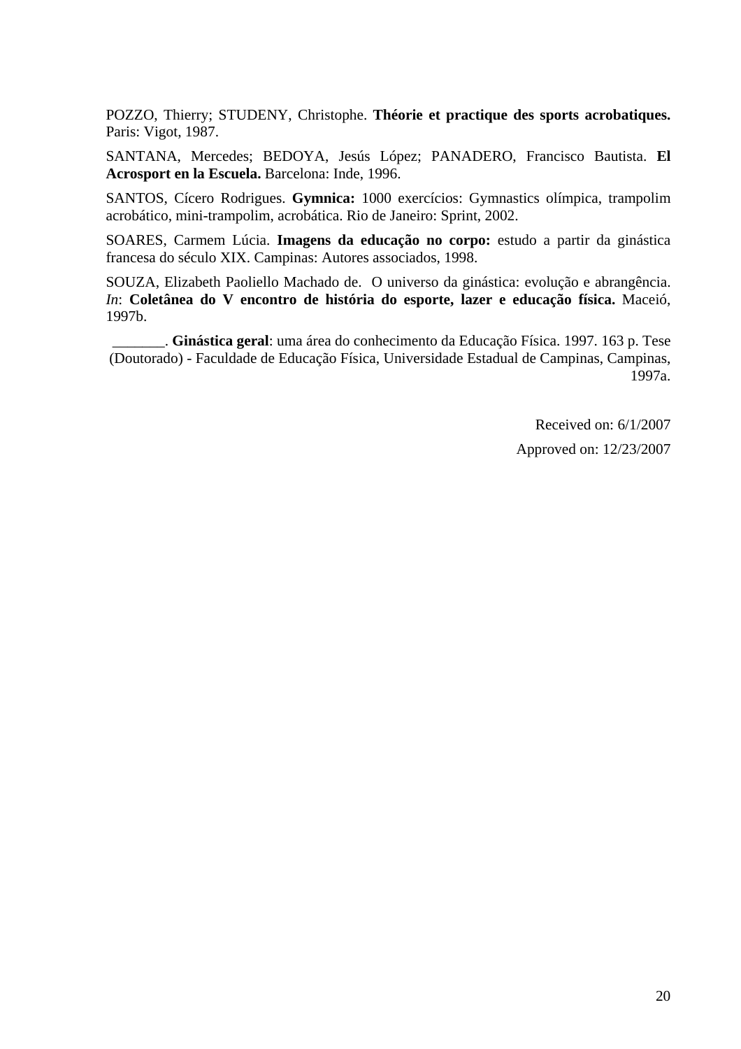POZZO, Thierry; STUDENY, Christophe. **Théorie et practique des sports acrobatiques.** Paris: Vigot, 1987.

SANTANA, Mercedes; BEDOYA, Jesús López; PANADERO, Francisco Bautista. **El Acrosport en la Escuela.** Barcelona: Inde, 1996.

SANTOS, Cícero Rodrigues. **Gymnica:** 1000 exercícios: Gymnastics olímpica, trampolim acrobático, mini-trampolim, acrobática. Rio de Janeiro: Sprint, 2002.

SOARES, Carmem Lúcia. **Imagens da educação no corpo:** estudo a partir da ginástica francesa do século XIX. Campinas: Autores associados, 1998.

SOUZA, Elizabeth Paoliello Machado de. O universo da ginástica: evolução e abrangência. *In*: **Coletânea do V encontro de história do esporte, lazer e educação física.** Maceió, 1997b.

_______. **Ginástica geral**: uma área do conhecimento da Educação Física. 1997. 163 p. Tese (Doutorado) - Faculdade de Educação Física, Universidade Estadual de Campinas, Campinas, 1997a.

Received on: 6/1/2007

Approved on: 12/23/2007